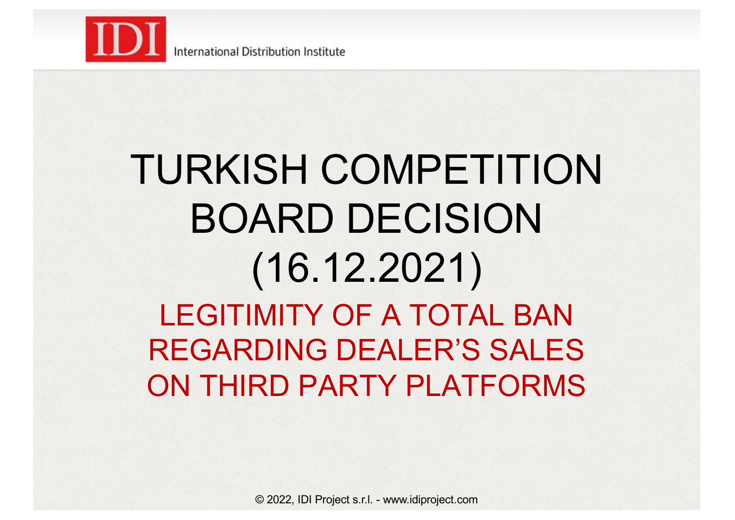IDI International Distribution Institute

# TURKISH COMPETITION BOARD DECISION (16.12.2021)

## LEGITIMITY OF A TOTAL BAN REGARDING DEALER'S SALES ON THIRD PARTY PLATFORMS

© 2022, IDI Project s.r.l. - www.idiproject.com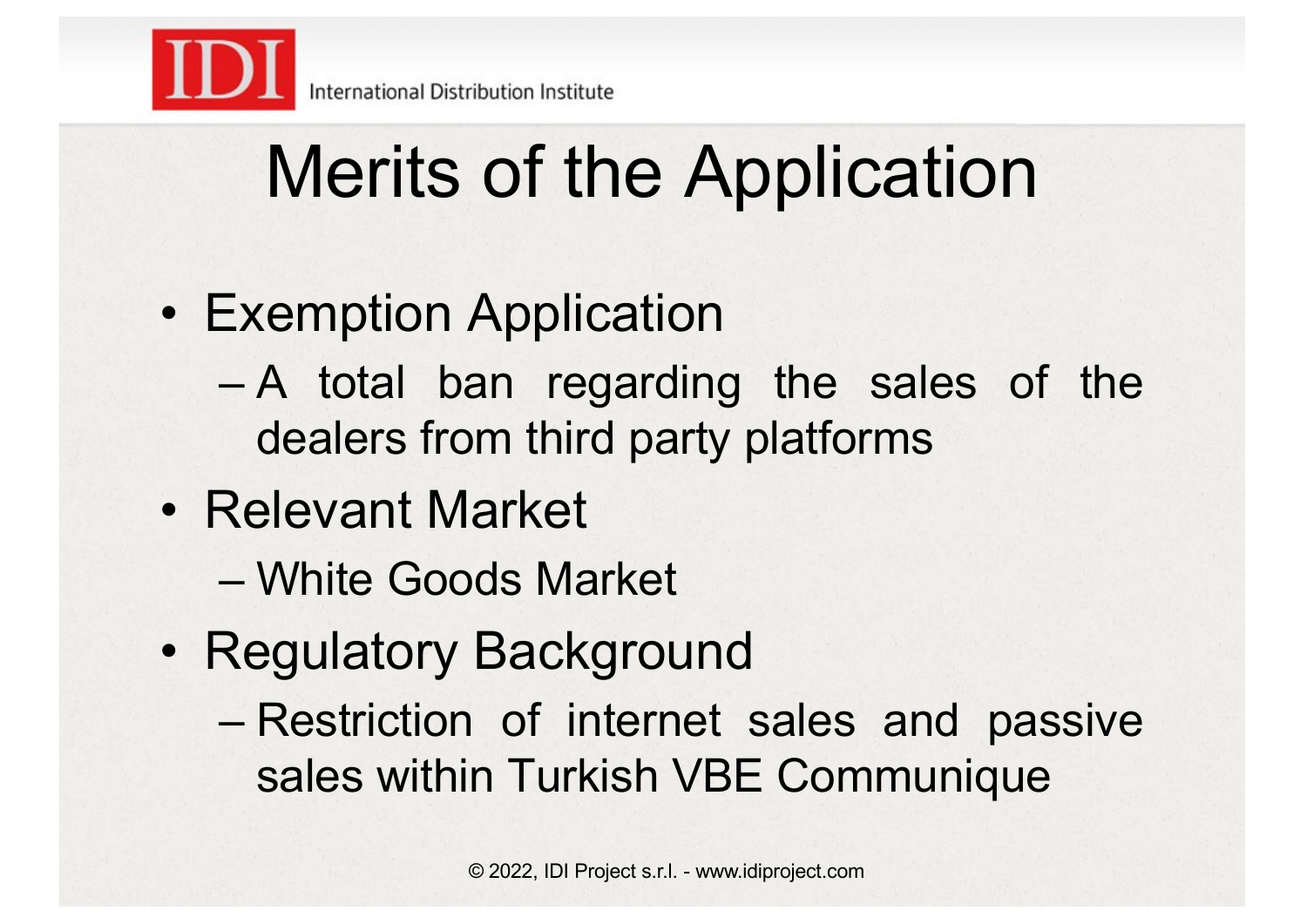# Merits of the Application

- Exemption Application
  - A total ban regarding the sales of the dealers from third party platforms
- Relevant Market
  - White Goods Market
- Regulatory Background
  - Restriction of internet sales and passive sales within Turkish VBE Communique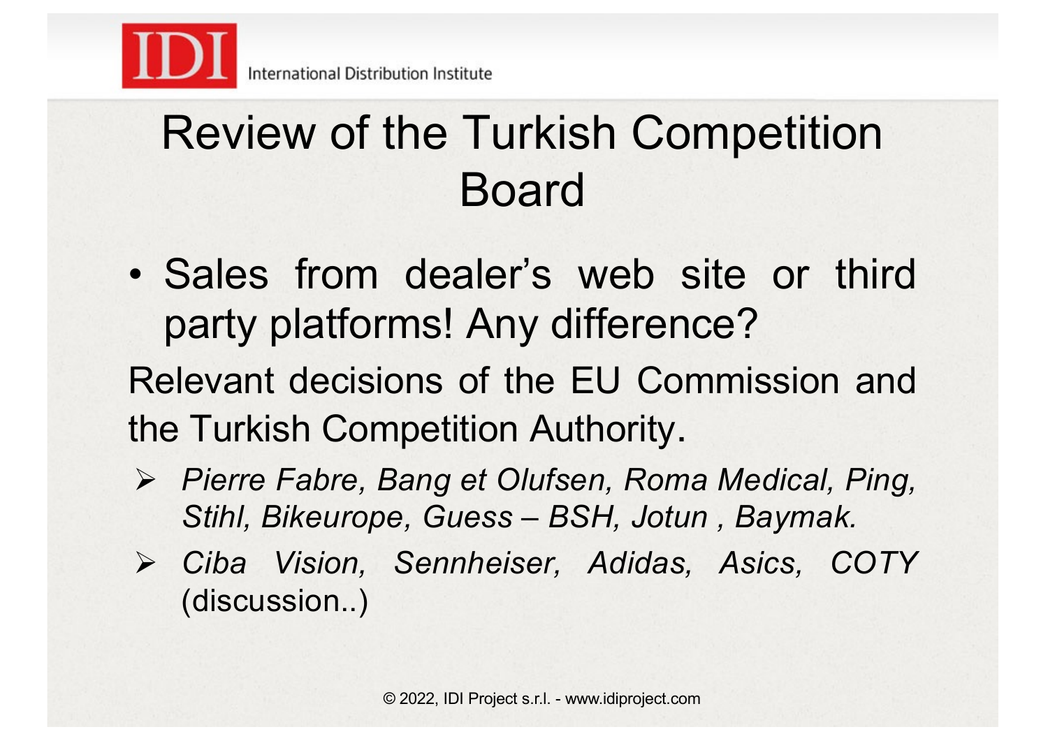# Review of the Turkish Competition Board

- Sales from dealer's web site or third party platforms! Any difference?

Relevant decisions of the EU Commission and the Turkish Competition Authority.

- *Pierre Fabre, Bang et Olufsen, Roma Medical, Ping, Stihl, Bikeurope, Guess – BSH, Jotun , Baymak.*
- *Ciba Vision, Sennheiser, Adidas, Asics, COTY* (discussion..)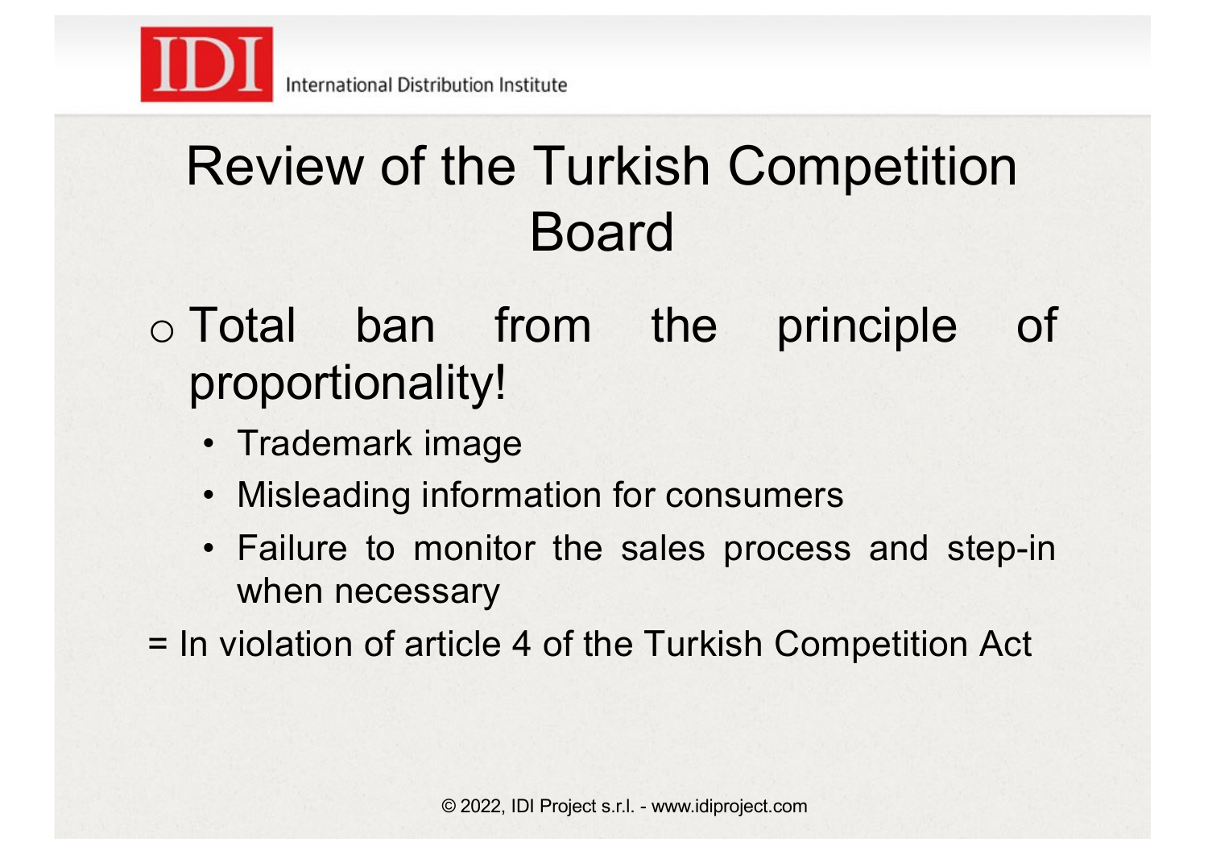# Review of the Turkish Competition Board

- Total ban from the principle of proportionality!
  - Trademark image
  - Misleading information for consumers
  - Failure to monitor the sales process and step-in when necessary

= In violation of article 4 of the Turkish Competition Act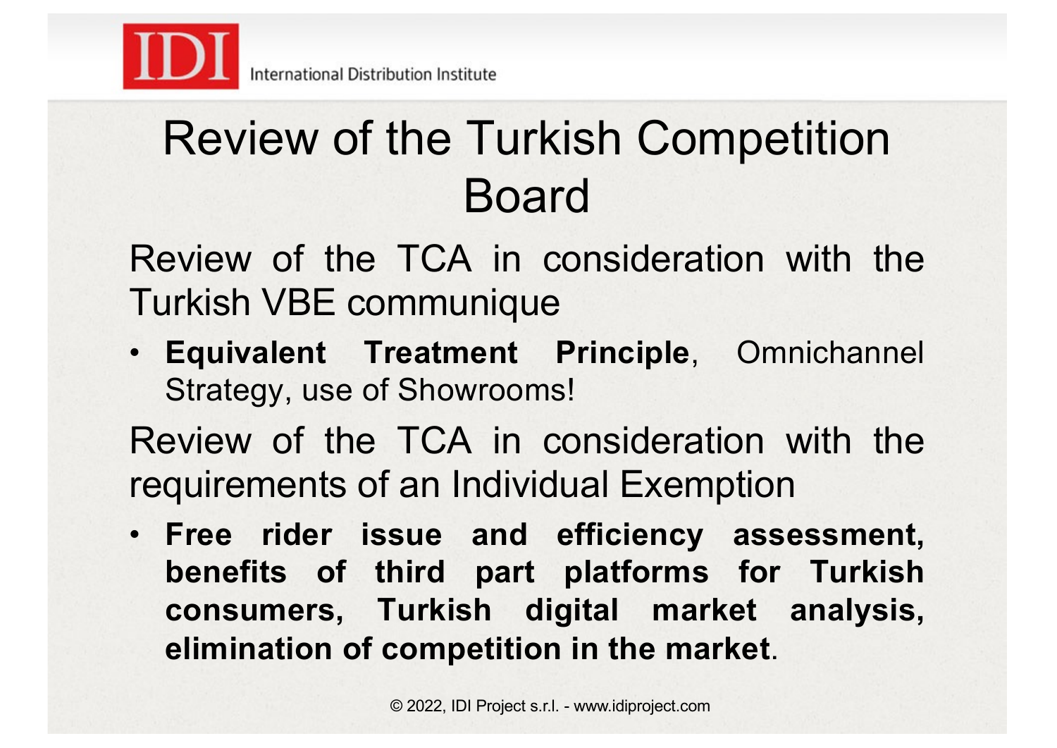# Review of the Turkish Competition Board

Review of the TCA in consideration with the Turkish VBE communique

- **Equivalent Treatment Principle**, Omnichannel Strategy, use of Showrooms!

Review of the TCA in consideration with the requirements of an Individual Exemption

- **Free rider issue and efficiency assessment, benefits of third part platforms for Turkish consumers, Turkish digital market analysis, elimination of competition in the market**.

© 2022, IDI Project s.r.l. - www.idiproject.com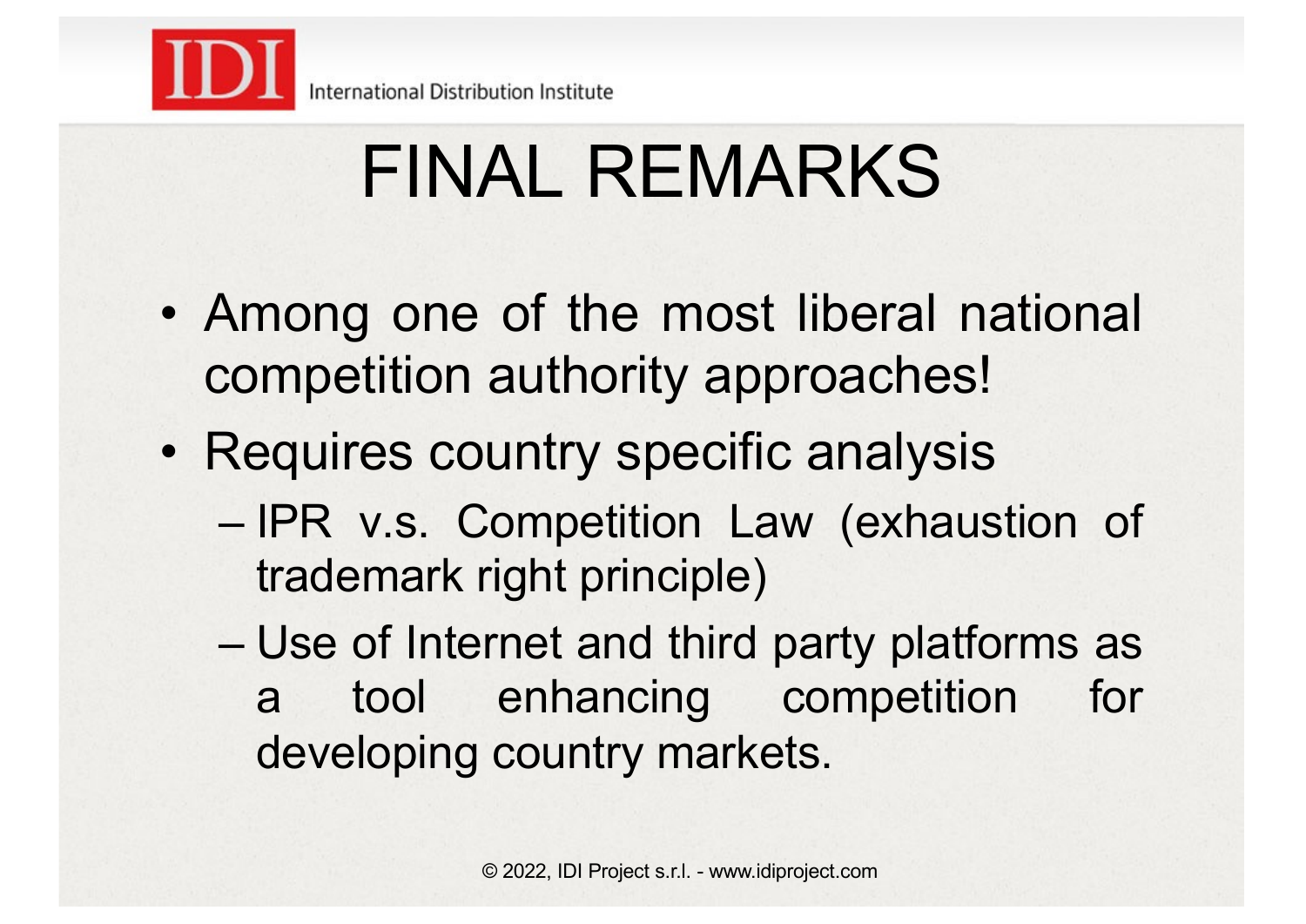# FINAL REMARKS

- Among one of the most liberal national competition authority approaches!
- Requires country specific analysis
  - IPR v.s. Competition Law (exhaustion of trademark right principle)
  - Use of Internet and third party platforms as a tool enhancing competition for developing country markets.